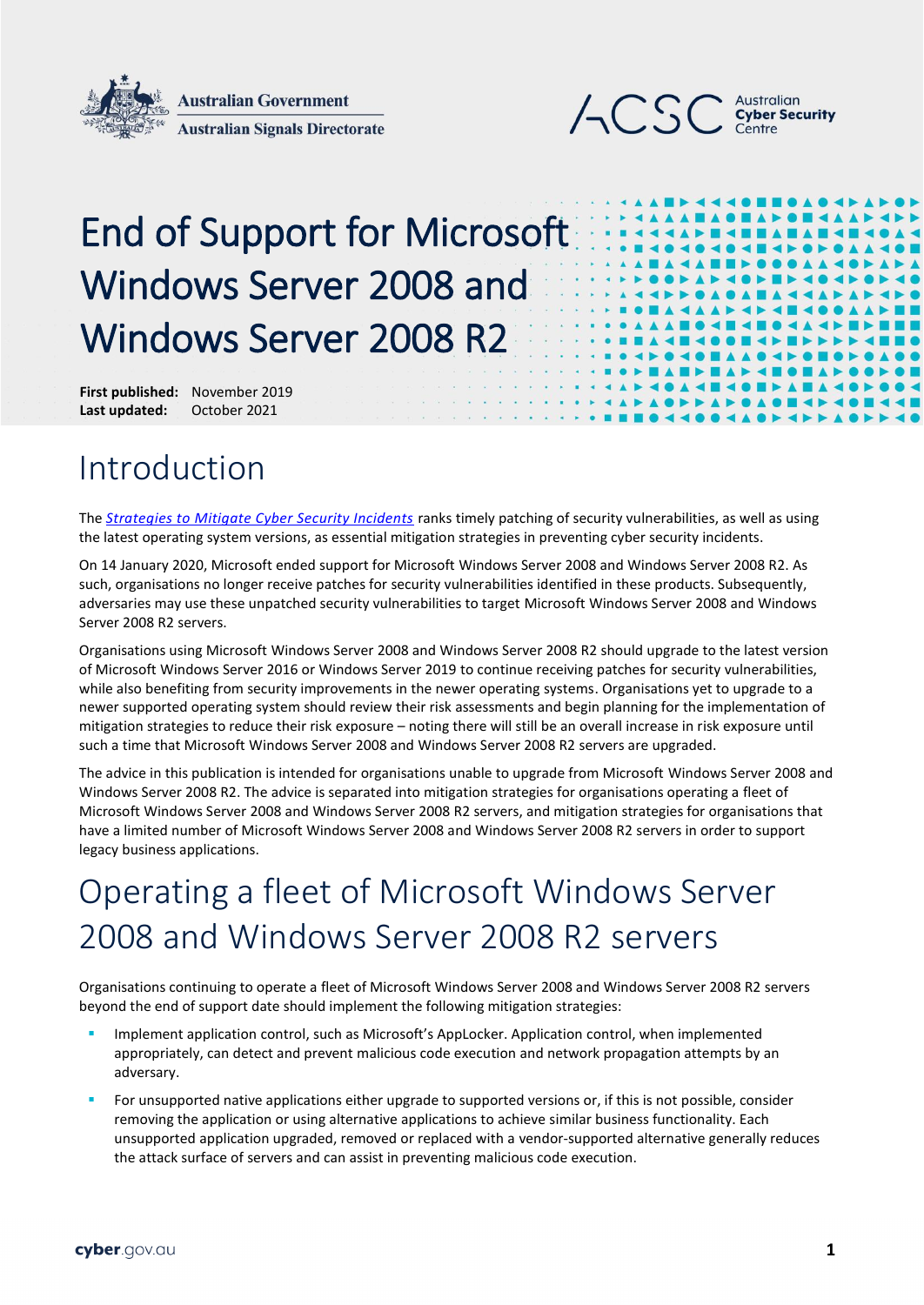Australian Government
Australian Signals Directorate

ACSC Australian Cyber Security Centre

# End of Support for Microsoft Windows Server 2008 and Windows Server 2008 R2

**First published:** November 2019
**Last updated:** October 2021

## Introduction

The *Strategies to Mitigate Cyber Security Incidents* ranks timely patching of security vulnerabilities, as well as using the latest operating system versions, as essential mitigation strategies in preventing cyber security incidents.

On 14 January 2020, Microsoft ended support for Microsoft Windows Server 2008 and Windows Server 2008 R2. As such, organisations no longer receive patches for security vulnerabilities identified in these products. Subsequently, adversaries may use these unpatched security vulnerabilities to target Microsoft Windows Server 2008 and Windows Server 2008 R2 servers.

Organisations using Microsoft Windows Server 2008 and Windows Server 2008 R2 should upgrade to the latest version of Microsoft Windows Server 2016 or Windows Server 2019 to continue receiving patches for security vulnerabilities, while also benefiting from security improvements in the newer operating systems. Organisations yet to upgrade to a newer supported operating system should review their risk assessments and begin planning for the implementation of mitigation strategies to reduce their risk exposure – noting there will still be an overall increase in risk exposure until such a time that Microsoft Windows Server 2008 and Windows Server 2008 R2 servers are upgraded.

The advice in this publication is intended for organisations unable to upgrade from Microsoft Windows Server 2008 and Windows Server 2008 R2. The advice is separated into mitigation strategies for organisations operating a fleet of Microsoft Windows Server 2008 and Windows Server 2008 R2 servers, and mitigation strategies for organisations that have a limited number of Microsoft Windows Server 2008 and Windows Server 2008 R2 servers in order to support legacy business applications.

## Operating a fleet of Microsoft Windows Server 2008 and Windows Server 2008 R2 servers

Organisations continuing to operate a fleet of Microsoft Windows Server 2008 and Windows Server 2008 R2 servers beyond the end of support date should implement the following mitigation strategies:

- Implement application control, such as Microsoft's AppLocker. Application control, when implemented appropriately, can detect and prevent malicious code execution and network propagation attempts by an adversary.
- For unsupported native applications either upgrade to supported versions or, if this is not possible, consider removing the application or using alternative applications to achieve similar business functionality. Each unsupported application upgraded, removed or replaced with a vendor-supported alternative generally reduces the attack surface of servers and can assist in preventing malicious code execution.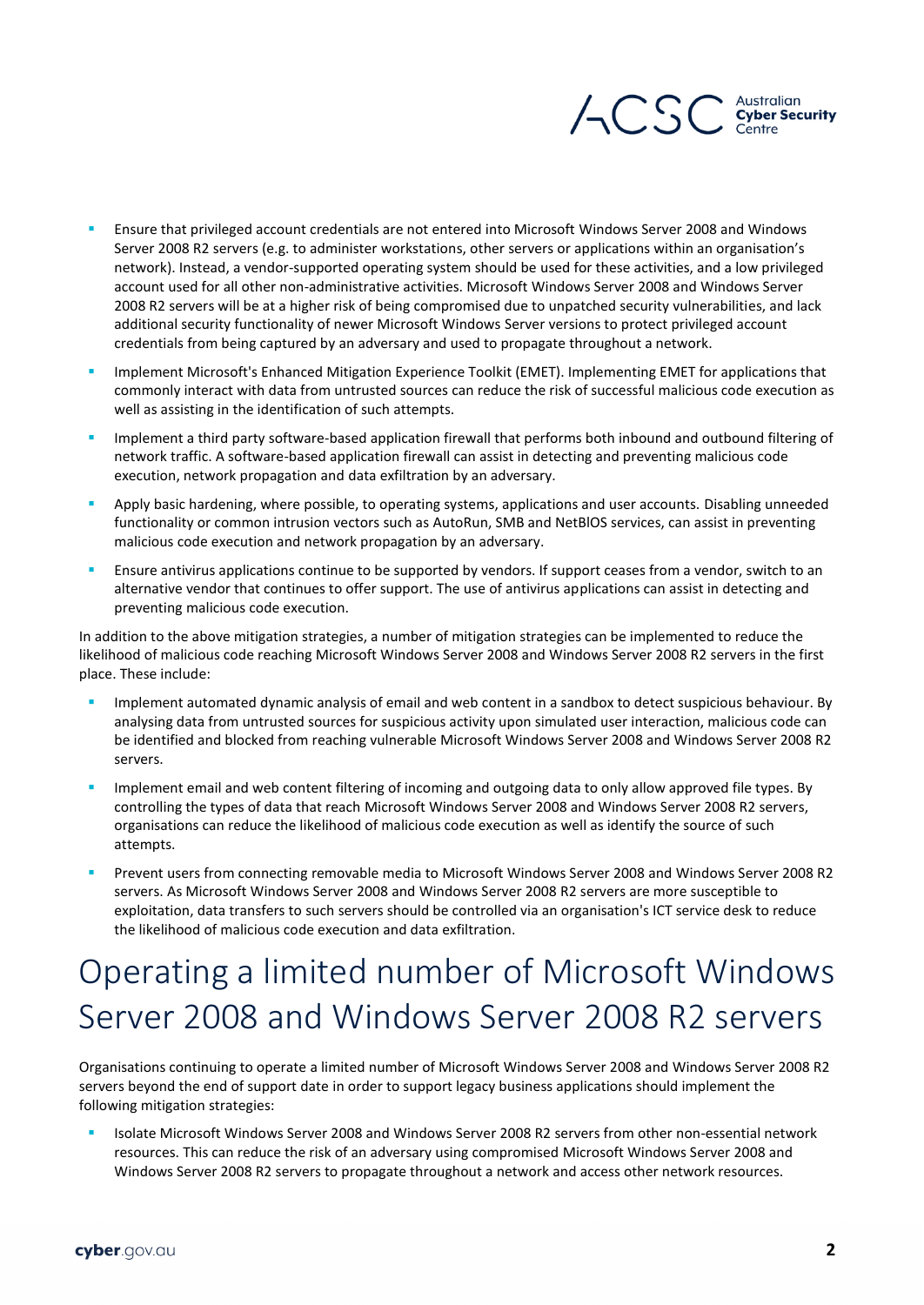- Ensure that privileged account credentials are not entered into Microsoft Windows Server 2008 and Windows Server 2008 R2 servers (e.g. to administer workstations, other servers or applications within an organisation's network). Instead, a vendor-supported operating system should be used for these activities, and a low privileged account used for all other non-administrative activities. Microsoft Windows Server 2008 and Windows Server 2008 R2 servers will be at a higher risk of being compromised due to unpatched security vulnerabilities, and lack additional security functionality of newer Microsoft Windows Server versions to protect privileged account credentials from being captured by an adversary and used to propagate throughout a network.
- Implement Microsoft's Enhanced Mitigation Experience Toolkit (EMET). Implementing EMET for applications that commonly interact with data from untrusted sources can reduce the risk of successful malicious code execution as well as assisting in the identification of such attempts.
- Implement a third party software-based application firewall that performs both inbound and outbound filtering of network traffic. A software-based application firewall can assist in detecting and preventing malicious code execution, network propagation and data exfiltration by an adversary.
- Apply basic hardening, where possible, to operating systems, applications and user accounts. Disabling unneeded functionality or common intrusion vectors such as AutoRun, SMB and NetBIOS services, can assist in preventing malicious code execution and network propagation by an adversary.
- Ensure antivirus applications continue to be supported by vendors. If support ceases from a vendor, switch to an alternative vendor that continues to offer support. The use of antivirus applications can assist in detecting and preventing malicious code execution.

In addition to the above mitigation strategies, a number of mitigation strategies can be implemented to reduce the likelihood of malicious code reaching Microsoft Windows Server 2008 and Windows Server 2008 R2 servers in the first place. These include:

- Implement automated dynamic analysis of email and web content in a sandbox to detect suspicious behaviour. By analysing data from untrusted sources for suspicious activity upon simulated user interaction, malicious code can be identified and blocked from reaching vulnerable Microsoft Windows Server 2008 and Windows Server 2008 R2 servers.
- Implement email and web content filtering of incoming and outgoing data to only allow approved file types. By controlling the types of data that reach Microsoft Windows Server 2008 and Windows Server 2008 R2 servers, organisations can reduce the likelihood of malicious code execution as well as identify the source of such attempts.
- Prevent users from connecting removable media to Microsoft Windows Server 2008 and Windows Server 2008 R2 servers. As Microsoft Windows Server 2008 and Windows Server 2008 R2 servers are more susceptible to exploitation, data transfers to such servers should be controlled via an organisation's ICT service desk to reduce the likelihood of malicious code execution and data exfiltration.

# Operating a limited number of Microsoft Windows Server 2008 and Windows Server 2008 R2 servers

Organisations continuing to operate a limited number of Microsoft Windows Server 2008 and Windows Server 2008 R2 servers beyond the end of support date in order to support legacy business applications should implement the following mitigation strategies:

- Isolate Microsoft Windows Server 2008 and Windows Server 2008 R2 servers from other non-essential network resources. This can reduce the risk of an adversary using compromised Microsoft Windows Server 2008 and Windows Server 2008 R2 servers to propagate throughout a network and access other network resources.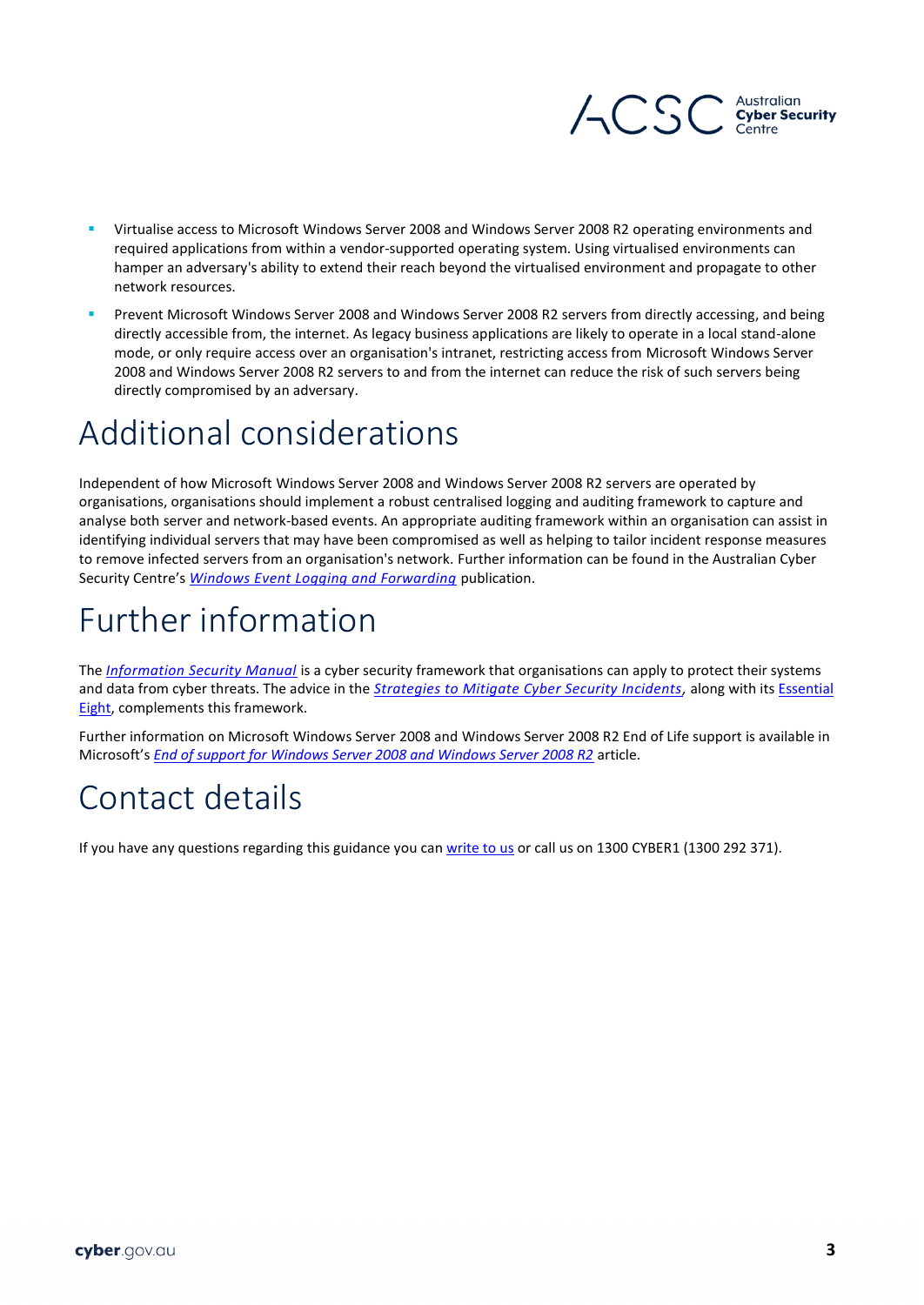- Virtualise access to Microsoft Windows Server 2008 and Windows Server 2008 R2 operating environments and required applications from within a vendor-supported operating system. Using virtualised environments can hamper an adversary's ability to extend their reach beyond the virtualised environment and propagate to other network resources.
- Prevent Microsoft Windows Server 2008 and Windows Server 2008 R2 servers from directly accessing, and being directly accessible from, the internet. As legacy business applications are likely to operate in a local stand-alone mode, or only require access over an organisation's intranet, restricting access from Microsoft Windows Server 2008 and Windows Server 2008 R2 servers to and from the internet can reduce the risk of such servers being directly compromised by an adversary.

# Additional considerations

Independent of how Microsoft Windows Server 2008 and Windows Server 2008 R2 servers are operated by organisations, organisations should implement a robust centralised logging and auditing framework to capture and analyse both server and network-based events. An appropriate auditing framework within an organisation can assist in identifying individual servers that may have been compromised as well as helping to tailor incident response measures to remove infected servers from an organisation's network. Further information can be found in the Australian Cyber Security Centre's *Windows Event Logging and Forwarding* publication.

# Further information

The *Information Security Manual* is a cyber security framework that organisations can apply to protect their systems and data from cyber threats. The advice in the *Strategies to Mitigate Cyber Security Incidents*, along with its Essential Eight, complements this framework.

Further information on Microsoft Windows Server 2008 and Windows Server 2008 R2 End of Life support is available in Microsoft's *End of support for Windows Server 2008 and Windows Server 2008 R2* article.

# Contact details

If you have any questions regarding this guidance you can write to us or call us on 1300 CYBER1 (1300 292 371).